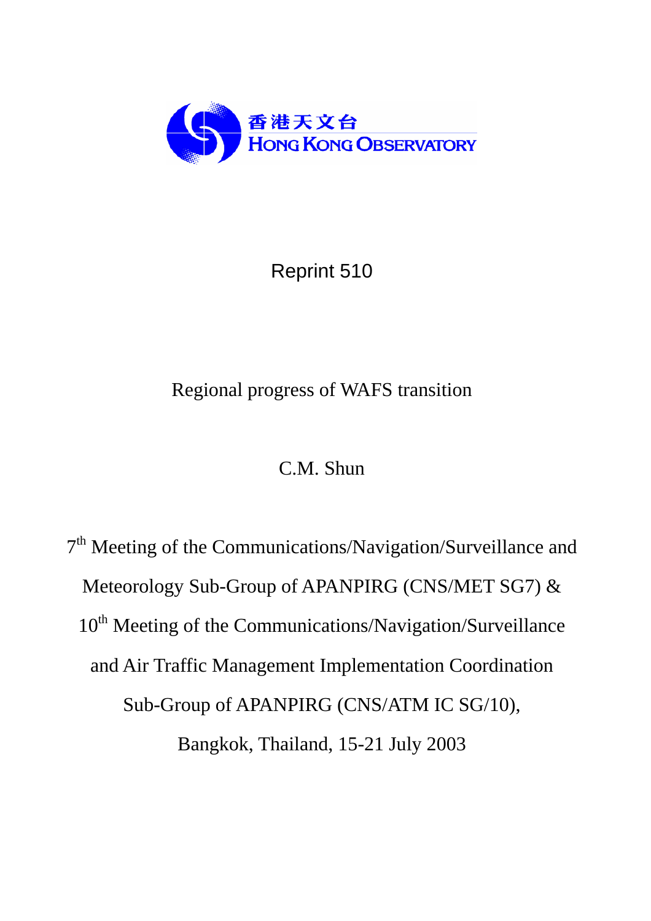香港天文台
HONG KONG OBSERVATORY

Reprint 510

# Regional progress of WAFS transition

C.M. Shun

7th Meeting of the Communications/Navigation/Surveillance and Meteorology Sub-Group of APANPIRG (CNS/MET SG7) & 10th Meeting of the Communications/Navigation/Surveillance and Air Traffic Management Implementation Coordination Sub-Group of APANPIRG (CNS/ATM IC SG/10), Bangkok, Thailand, 15-21 July 2003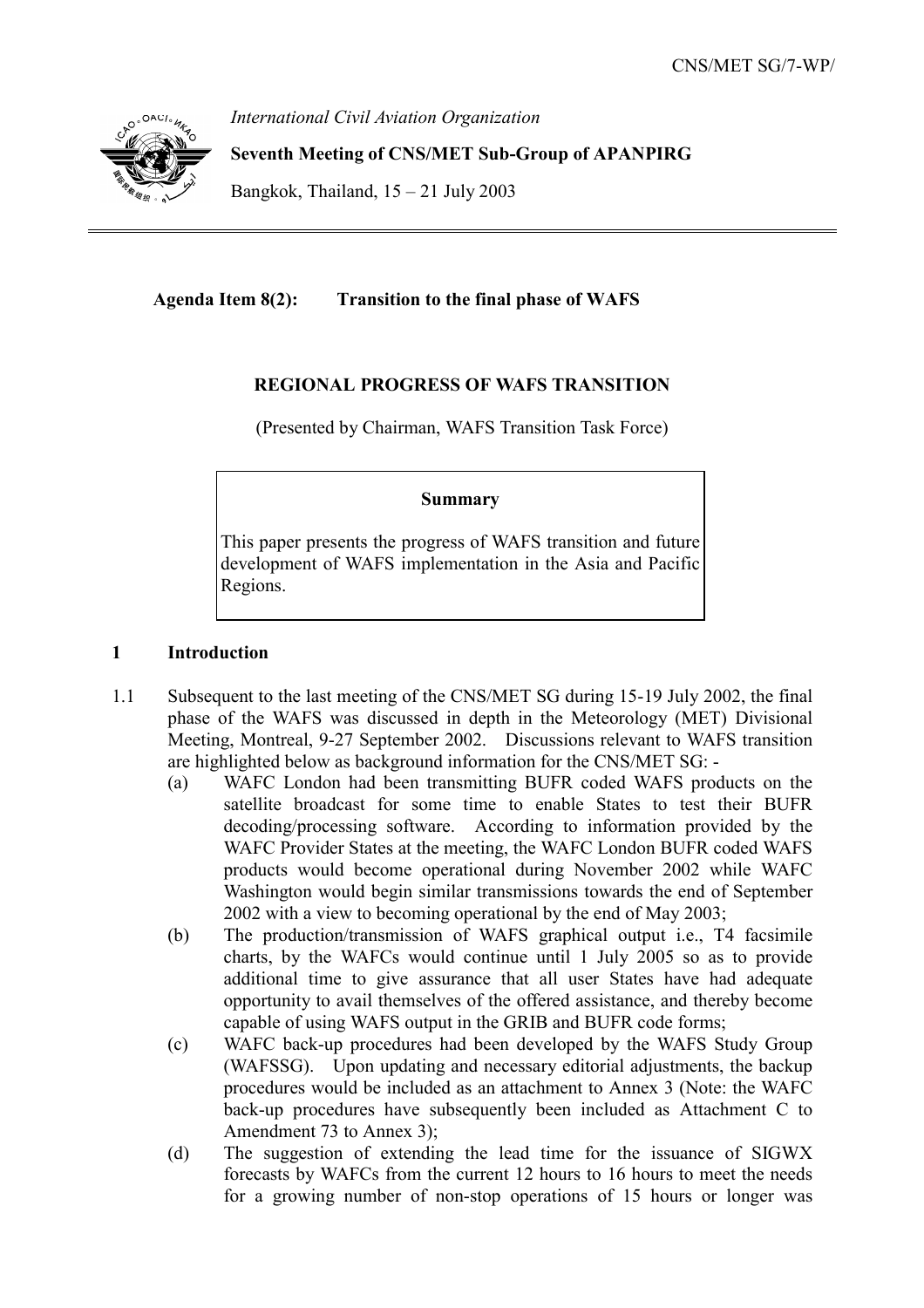*International Civil Aviation Organization*

**Seventh Meeting of CNS/MET Sub-Group of APANPIRG**

Bangkok, Thailand, 15 – 21 July 2003

**Agenda Item 8(2): Transition to the final phase of WAFS**

**REGIONAL PROGRESS OF WAFS TRANSITION**

(Presented by Chairman, WAFS Transition Task Force)

> **Summary**
>
> This paper presents the progress of WAFS transition and future development of WAFS implementation in the Asia and Pacific Regions.

## 1 Introduction

1.1 Subsequent to the last meeting of the CNS/MET SG during 15-19 July 2002, the final phase of the WAFS was discussed in depth in the Meteorology (MET) Divisional Meeting, Montreal, 9-27 September 2002. Discussions relevant to WAFS transition are highlighted below as background information for the CNS/MET SG: -

(a) WAFC London had been transmitting BUFR coded WAFS products on the satellite broadcast for some time to enable States to test their BUFR decoding/processing software. According to information provided by the WAFC Provider States at the meeting, the WAFC London BUFR coded WAFS products would become operational during November 2002 while WAFC Washington would begin similar transmissions towards the end of September 2002 with a view to becoming operational by the end of May 2003;

(b) The production/transmission of WAFS graphical output i.e., T4 facsimile charts, by the WAFCs would continue until 1 July 2005 so as to provide additional time to give assurance that all user States have had adequate opportunity to avail themselves of the offered assistance, and thereby become capable of using WAFS output in the GRIB and BUFR code forms;

(c) WAFC back-up procedures had been developed by the WAFS Study Group (WAFSSG). Upon updating and necessary editorial adjustments, the backup procedures would be included as an attachment to Annex 3 (Note: the WAFC back-up procedures have subsequently been included as Attachment C to Amendment 73 to Annex 3);

(d) The suggestion of extending the lead time for the issuance of SIGWX forecasts by WAFCs from the current 12 hours to 16 hours to meet the needs for a growing number of non-stop operations of 15 hours or longer was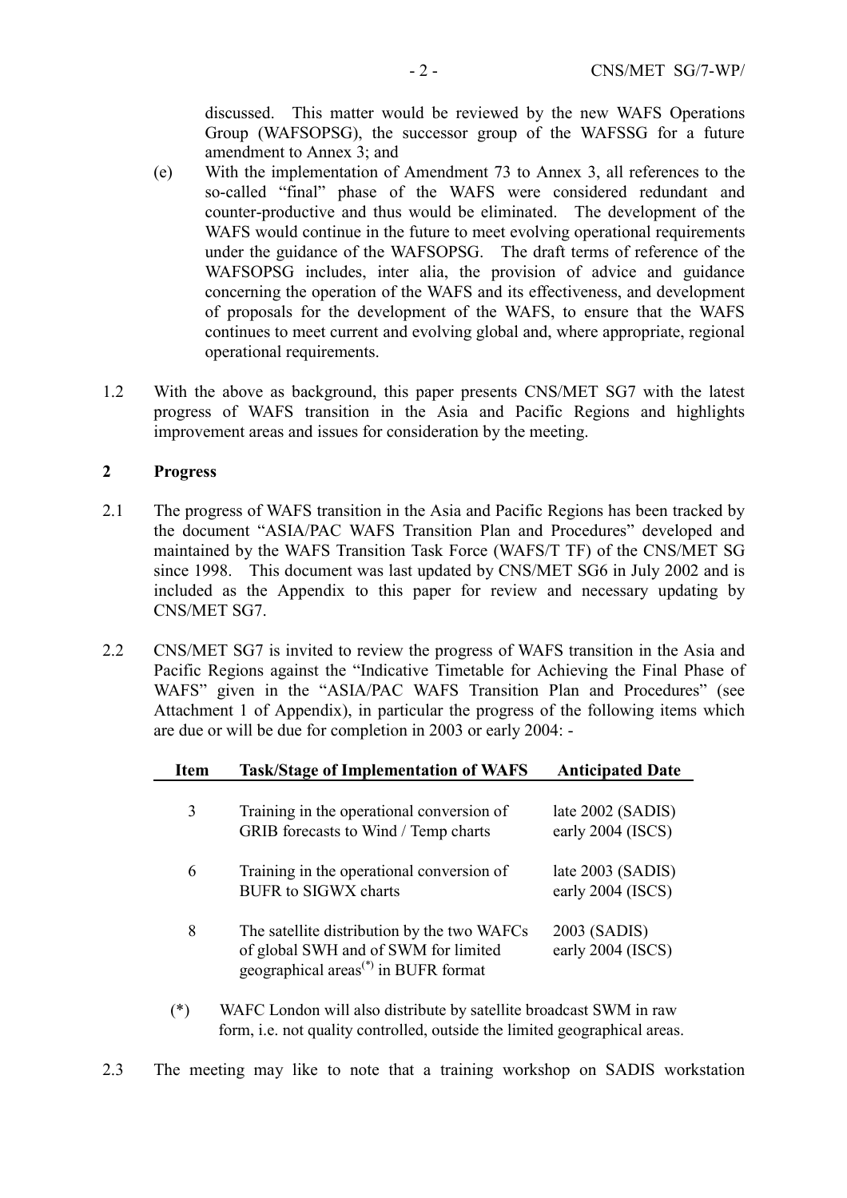discussed. This matter would be reviewed by the new WAFS Operations Group (WAFSOPSG), the successor group of the WAFSSG for a future amendment to Annex 3; and

(e) With the implementation of Amendment 73 to Annex 3, all references to the so-called "final" phase of the WAFS were considered redundant and counter-productive and thus would be eliminated. The development of the WAFS would continue in the future to meet evolving operational requirements under the guidance of the WAFSOPSG. The draft terms of reference of the WAFSOPSG includes, inter alia, the provision of advice and guidance concerning the operation of the WAFS and its effectiveness, and development of proposals for the development of the WAFS, to ensure that the WAFS continues to meet current and evolving global and, where appropriate, regional operational requirements.

1.2 With the above as background, this paper presents CNS/MET SG7 with the latest progress of WAFS transition in the Asia and Pacific Regions and highlights improvement areas and issues for consideration by the meeting.

## 2 Progress

2.1 The progress of WAFS transition in the Asia and Pacific Regions has been tracked by the document "ASIA/PAC WAFS Transition Plan and Procedures" developed and maintained by the WAFS Transition Task Force (WAFS/T TF) of the CNS/MET SG since 1998. This document was last updated by CNS/MET SG6 in July 2002 and is included as the Appendix to this paper for review and necessary updating by CNS/MET SG7.

2.2 CNS/MET SG7 is invited to review the progress of WAFS transition in the Asia and Pacific Regions against the "Indicative Timetable for Achieving the Final Phase of WAFS" given in the "ASIA/PAC WAFS Transition Plan and Procedures" (see Attachment 1 of Appendix), in particular the progress of the following items which are due or will be due for completion in 2003 or early 2004: -

| Item | Task/Stage of Implementation of WAFS | Anticipated Date |
|---|---|---|
| 3 | Training in the operational conversion of GRIB forecasts to Wind / Temp charts | late 2002 (SADIS)<br>early 2004 (ISCS) |
| 6 | Training in the operational conversion of BUFR to SIGWX charts | late 2003 (SADIS)<br>early 2004 (ISCS) |
| 8 | The satellite distribution by the two WAFCs of global SWH and of SWM for limited geographical areas(*) in BUFR format | 2003 (SADIS)<br>early 2004 (ISCS) |

(*) WAFC London will also distribute by satellite broadcast SWM in raw form, i.e. not quality controlled, outside the limited geographical areas.

2.3 The meeting may like to note that a training workshop on SADIS workstation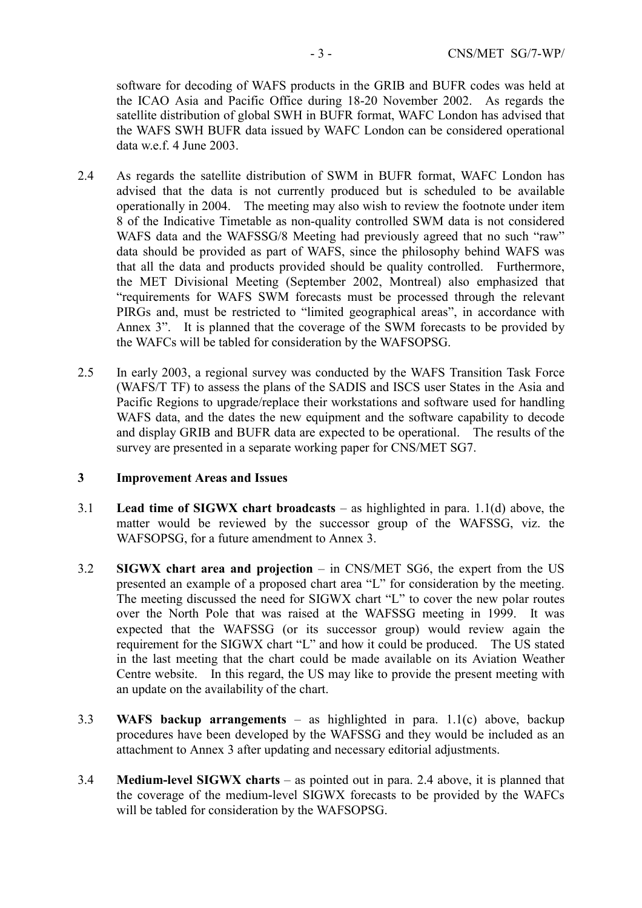software for decoding of WAFS products in the GRIB and BUFR codes was held at the ICAO Asia and Pacific Office during 18-20 November 2002. As regards the satellite distribution of global SWH in BUFR format, WAFC London has advised that the WAFS SWH BUFR data issued by WAFC London can be considered operational data w.e.f. 4 June 2003.

2.4 As regards the satellite distribution of SWM in BUFR format, WAFC London has advised that the data is not currently produced but is scheduled to be available operationally in 2004. The meeting may also wish to review the footnote under item 8 of the Indicative Timetable as non-quality controlled SWM data is not considered WAFS data and the WAFSSG/8 Meeting had previously agreed that no such "raw" data should be provided as part of WAFS, since the philosophy behind WAFS was that all the data and products provided should be quality controlled. Furthermore, the MET Divisional Meeting (September 2002, Montreal) also emphasized that "requirements for WAFS SWM forecasts must be processed through the relevant PIRGs and, must be restricted to "limited geographical areas", in accordance with Annex 3". It is planned that the coverage of the SWM forecasts to be provided by the WAFCs will be tabled for consideration by the WAFSOPSG.

2.5 In early 2003, a regional survey was conducted by the WAFS Transition Task Force (WAFS/T TF) to assess the plans of the SADIS and ISCS user States in the Asia and Pacific Regions to upgrade/replace their workstations and software used for handling WAFS data, and the dates the new equipment and the software capability to decode and display GRIB and BUFR data are expected to be operational. The results of the survey are presented in a separate working paper for CNS/MET SG7.

## 3 Improvement Areas and Issues

3.1 **Lead time of SIGWX chart broadcasts** – as highlighted in para. 1.1(d) above, the matter would be reviewed by the successor group of the WAFSSG, viz. the WAFSOPSG, for a future amendment to Annex 3.

3.2 **SIGWX chart area and projection** – in CNS/MET SG6, the expert from the US presented an example of a proposed chart area "L" for consideration by the meeting. The meeting discussed the need for SIGWX chart "L" to cover the new polar routes over the North Pole that was raised at the WAFSSG meeting in 1999. It was expected that the WAFSSG (or its successor group) would review again the requirement for the SIGWX chart "L" and how it could be produced. The US stated in the last meeting that the chart could be made available on its Aviation Weather Centre website. In this regard, the US may like to provide the present meeting with an update on the availability of the chart.

3.3 **WAFS backup arrangements** – as highlighted in para. 1.1(c) above, backup procedures have been developed by the WAFSSG and they would be included as an attachment to Annex 3 after updating and necessary editorial adjustments.

3.4 **Medium-level SIGWX charts** – as pointed out in para. 2.4 above, it is planned that the coverage of the medium-level SIGWX forecasts to be provided by the WAFCs will be tabled for consideration by the WAFSOPSG.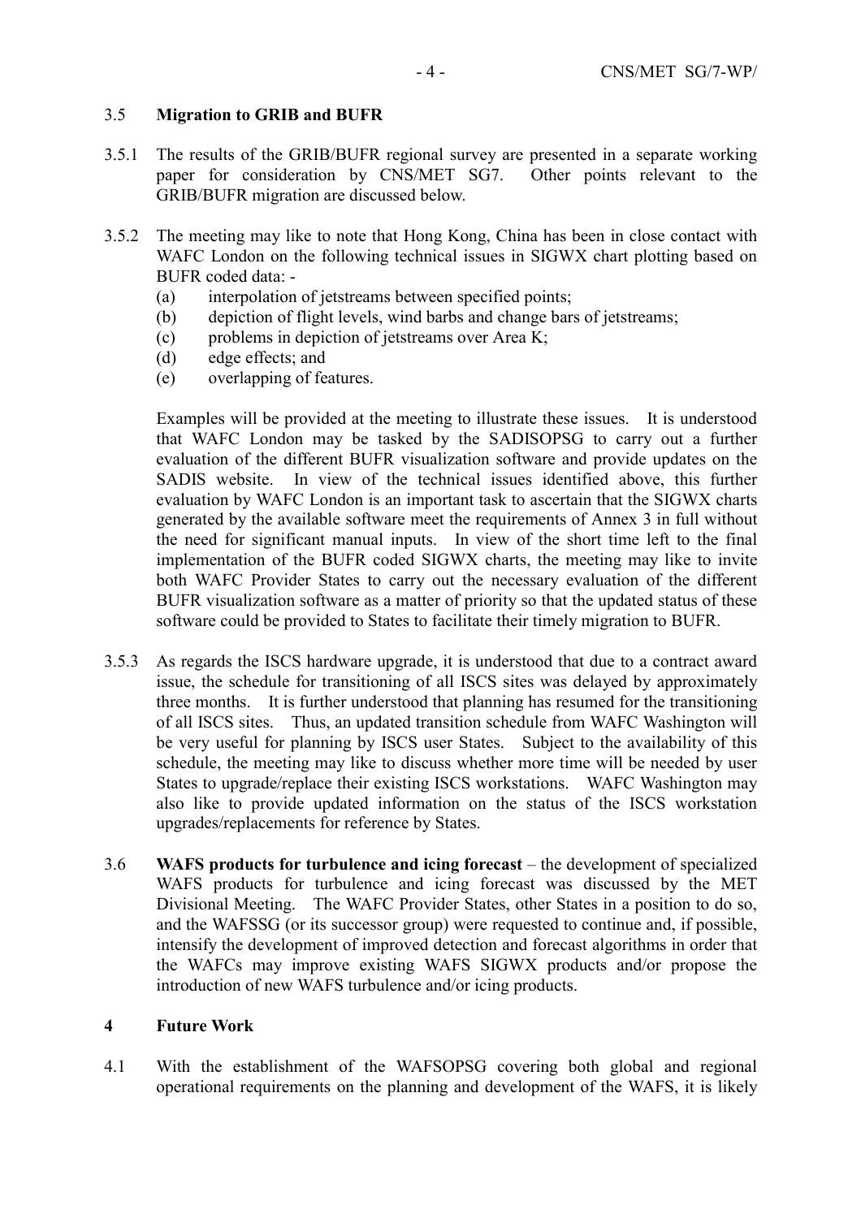### 3.5 **Migration to GRIB and BUFR**

3.5.1 The results of the GRIB/BUFR regional survey are presented in a separate working paper for consideration by CNS/MET SG7. Other points relevant to the GRIB/BUFR migration are discussed below.

3.5.2 The meeting may like to note that Hong Kong, China has been in close contact with WAFC London on the following technical issues in SIGWX chart plotting based on BUFR coded data: -

(a) interpolation of jetstreams between specified points;
(b) depiction of flight levels, wind barbs and change bars of jetstreams;
(c) problems in depiction of jetstreams over Area K;
(d) edge effects; and
(e) overlapping of features.

Examples will be provided at the meeting to illustrate these issues. It is understood that WAFC London may be tasked by the SADISOPSG to carry out a further evaluation of the different BUFR visualization software and provide updates on the SADIS website. In view of the technical issues identified above, this further evaluation by WAFC London is an important task to ascertain that the SIGWX charts generated by the available software meet the requirements of Annex 3 in full without the need for significant manual inputs. In view of the short time left to the final implementation of the BUFR coded SIGWX charts, the meeting may like to invite both WAFC Provider States to carry out the necessary evaluation of the different BUFR visualization software as a matter of priority so that the updated status of these software could be provided to States to facilitate their timely migration to BUFR.

3.5.3 As regards the ISCS hardware upgrade, it is understood that due to a contract award issue, the schedule for transitioning of all ISCS sites was delayed by approximately three months. It is further understood that planning has resumed for the transitioning of all ISCS sites. Thus, an updated transition schedule from WAFC Washington will be very useful for planning by ISCS user States. Subject to the availability of this schedule, the meeting may like to discuss whether more time will be needed by user States to upgrade/replace their existing ISCS workstations. WAFC Washington may also like to provide updated information on the status of the ISCS workstation upgrades/replacements for reference by States.

3.6 **WAFS products for turbulence and icing forecast** – the development of specialized WAFS products for turbulence and icing forecast was discussed by the MET Divisional Meeting. The WAFC Provider States, other States in a position to do so, and the WAFSSG (or its successor group) were requested to continue and, if possible, intensify the development of improved detection and forecast algorithms in order that the WAFCs may improve existing WAFS SIGWX products and/or propose the introduction of new WAFS turbulence and/or icing products.

## 4 **Future Work**

4.1 With the establishment of the WAFSOPSG covering both global and regional operational requirements on the planning and development of the WAFS, it is likely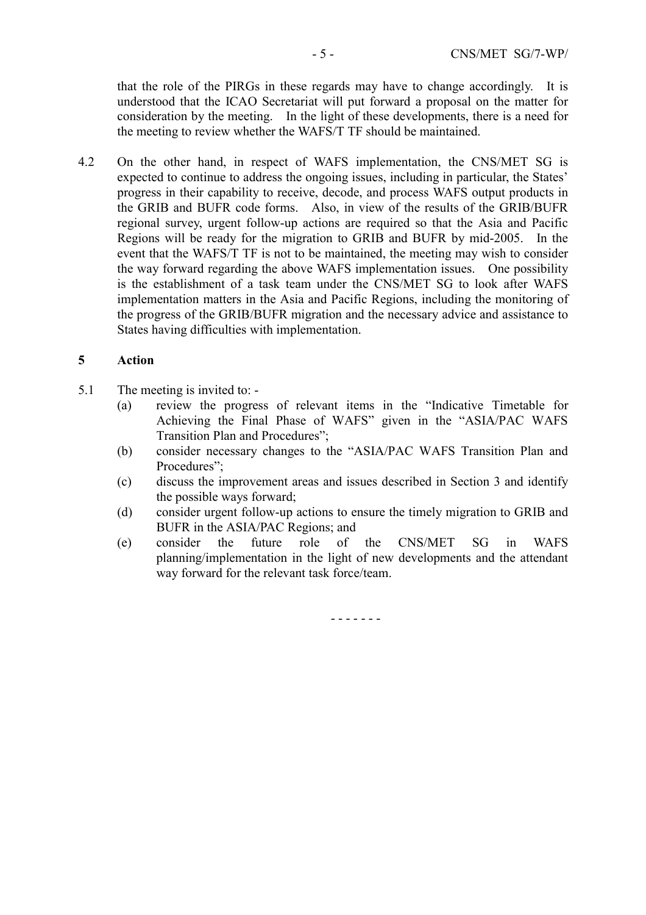that the role of the PIRGs in these regards may have to change accordingly. It is understood that the ICAO Secretariat will put forward a proposal on the matter for consideration by the meeting. In the light of these developments, there is a need for the meeting to review whether the WAFS/T TF should be maintained.

4.2 On the other hand, in respect of WAFS implementation, the CNS/MET SG is expected to continue to address the ongoing issues, including in particular, the States' progress in their capability to receive, decode, and process WAFS output products in the GRIB and BUFR code forms. Also, in view of the results of the GRIB/BUFR regional survey, urgent follow-up actions are required so that the Asia and Pacific Regions will be ready for the migration to GRIB and BUFR by mid-2005. In the event that the WAFS/T TF is not to be maintained, the meeting may wish to consider the way forward regarding the above WAFS implementation issues. One possibility is the establishment of a task team under the CNS/MET SG to look after WAFS implementation matters in the Asia and Pacific Regions, including the monitoring of the progress of the GRIB/BUFR migration and the necessary advice and assistance to States having difficulties with implementation.

## 5 Action

5.1 The meeting is invited to: -

(a) review the progress of relevant items in the "Indicative Timetable for Achieving the Final Phase of WAFS" given in the "ASIA/PAC WAFS Transition Plan and Procedures";

(b) consider necessary changes to the "ASIA/PAC WAFS Transition Plan and Procedures";

(c) discuss the improvement areas and issues described in Section 3 and identify the possible ways forward;

(d) consider urgent follow-up actions to ensure the timely migration to GRIB and BUFR in the ASIA/PAC Regions; and

(e) consider the future role of the CNS/MET SG in WAFS planning/implementation in the light of new developments and the attendant way forward for the relevant task force/team.

- - - - - - -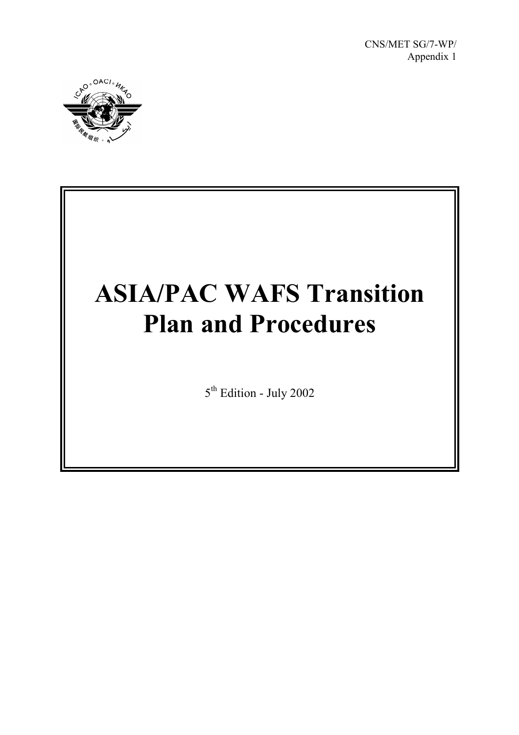CNS/MET SG/7-WP/
Appendix 1

# ASIA/PAC WAFS Transition Plan and Procedures

5th Edition - July 2002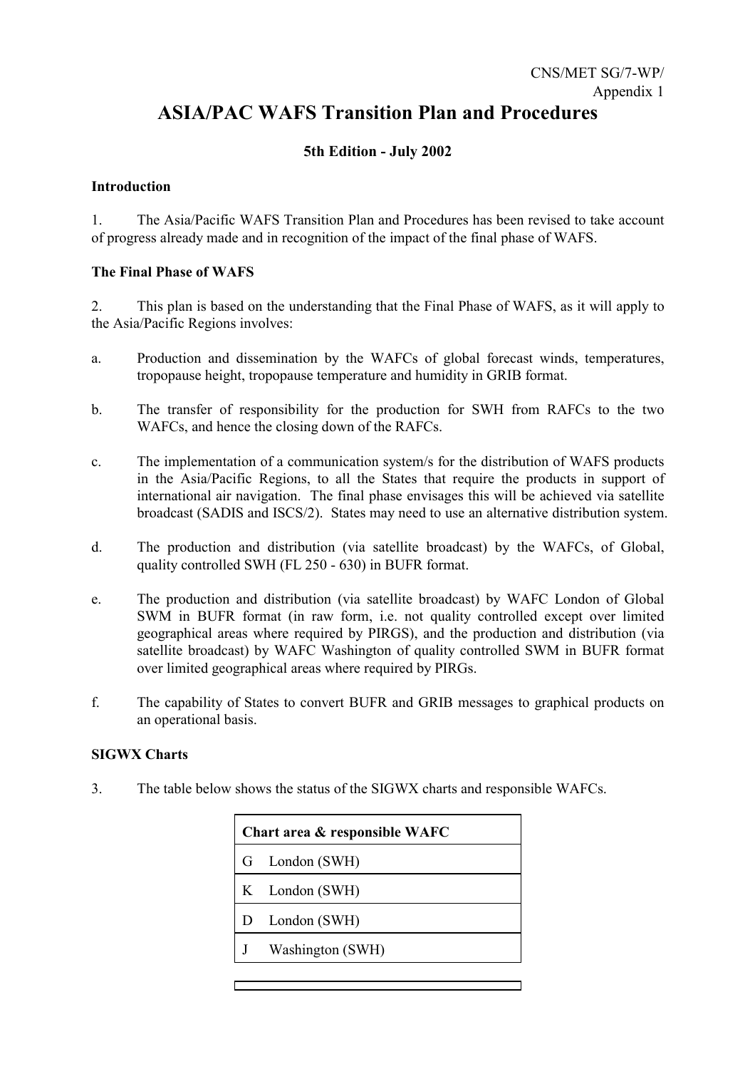CNS/MET SG/7-WP/
Appendix 1

# ASIA/PAC WAFS Transition Plan and Procedures

**5th Edition - July 2002**

**Introduction**

1. The Asia/Pacific WAFS Transition Plan and Procedures has been revised to take account of progress already made and in recognition of the impact of the final phase of WAFS.

**The Final Phase of WAFS**

2. This plan is based on the understanding that the Final Phase of WAFS, as it will apply to the Asia/Pacific Regions involves:

a. Production and dissemination by the WAFCs of global forecast winds, temperatures, tropopause height, tropopause temperature and humidity in GRIB format.

b. The transfer of responsibility for the production for SWH from RAFCs to the two WAFCs, and hence the closing down of the RAFCs.

c. The implementation of a communication system/s for the distribution of WAFS products in the Asia/Pacific Regions, to all the States that require the products in support of international air navigation. The final phase envisages this will be achieved via satellite broadcast (SADIS and ISCS/2). States may need to use an alternative distribution system.

d. The production and distribution (via satellite broadcast) by the WAFCs, of Global, quality controlled SWH (FL 250 - 630) in BUFR format.

e. The production and distribution (via satellite broadcast) by WAFC London of Global SWM in BUFR format (in raw form, i.e. not quality controlled except over limited geographical areas where required by PIRGS), and the production and distribution (via satellite broadcast) by WAFC Washington of quality controlled SWM in BUFR format over limited geographical areas where required by PIRGs.

f. The capability of States to convert BUFR and GRIB messages to graphical products on an operational basis.

**SIGWX Charts**

3. The table below shows the status of the SIGWX charts and responsible WAFCs.

| Chart area & responsible WAFC |
|---|
| G London (SWH) |
| K London (SWH) |
| D London (SWH) |
| J Washington (SWH) |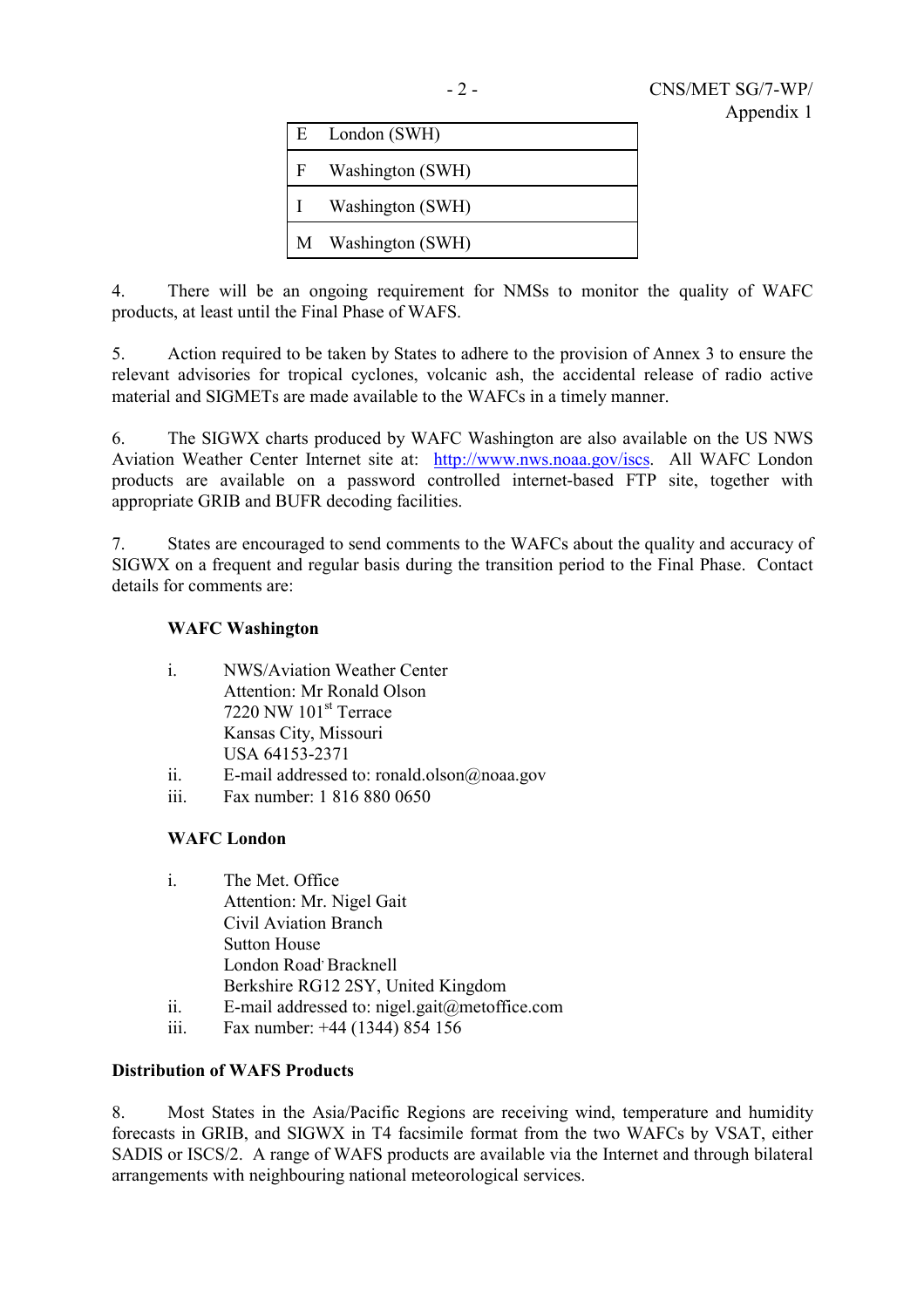| E | London (SWH) |
|---|---|
| F | Washington (SWH) |
| I | Washington (SWH) |
| M | Washington (SWH) |

4. There will be an ongoing requirement for NMSs to monitor the quality of WAFC products, at least until the Final Phase of WAFS.

5. Action required to be taken by States to adhere to the provision of Annex 3 to ensure the relevant advisories for tropical cyclones, volcanic ash, the accidental release of radio active material and SIGMETs are made available to the WAFCs in a timely manner.

6. The SIGWX charts produced by WAFC Washington are also available on the US NWS Aviation Weather Center Internet site at: http://www.nws.noaa.gov/iscs. All WAFC London products are available on a password controlled internet-based FTP site, together with appropriate GRIB and BUFR decoding facilities.

7. States are encouraged to send comments to the WAFCs about the quality and accuracy of SIGWX on a frequent and regular basis during the transition period to the Final Phase. Contact details for comments are:

**WAFC Washington**

i. NWS/Aviation Weather Center
   Attention: Mr Ronald Olson
   7220 NW 101st Terrace
   Kansas City, Missouri
   USA 64153-2371
ii. E-mail addressed to: ronald.olson@noaa.gov
iii. Fax number: 1 816 880 0650

**WAFC London**

i. The Met. Office
   Attention: Mr. Nigel Gait
   Civil Aviation Branch
   Sutton House
   London Road, Bracknell
   Berkshire RG12 2SY, United Kingdom
ii. E-mail addressed to: nigel.gait@metoffice.com
iii. Fax number: +44 (1344) 854 156

**Distribution of WAFS Products**

8. Most States in the Asia/Pacific Regions are receiving wind, temperature and humidity forecasts in GRIB, and SIGWX in T4 facsimile format from the two WAFCs by VSAT, either SADIS or ISCS/2. A range of WAFS products are available via the Internet and through bilateral arrangements with neighbouring national meteorological services.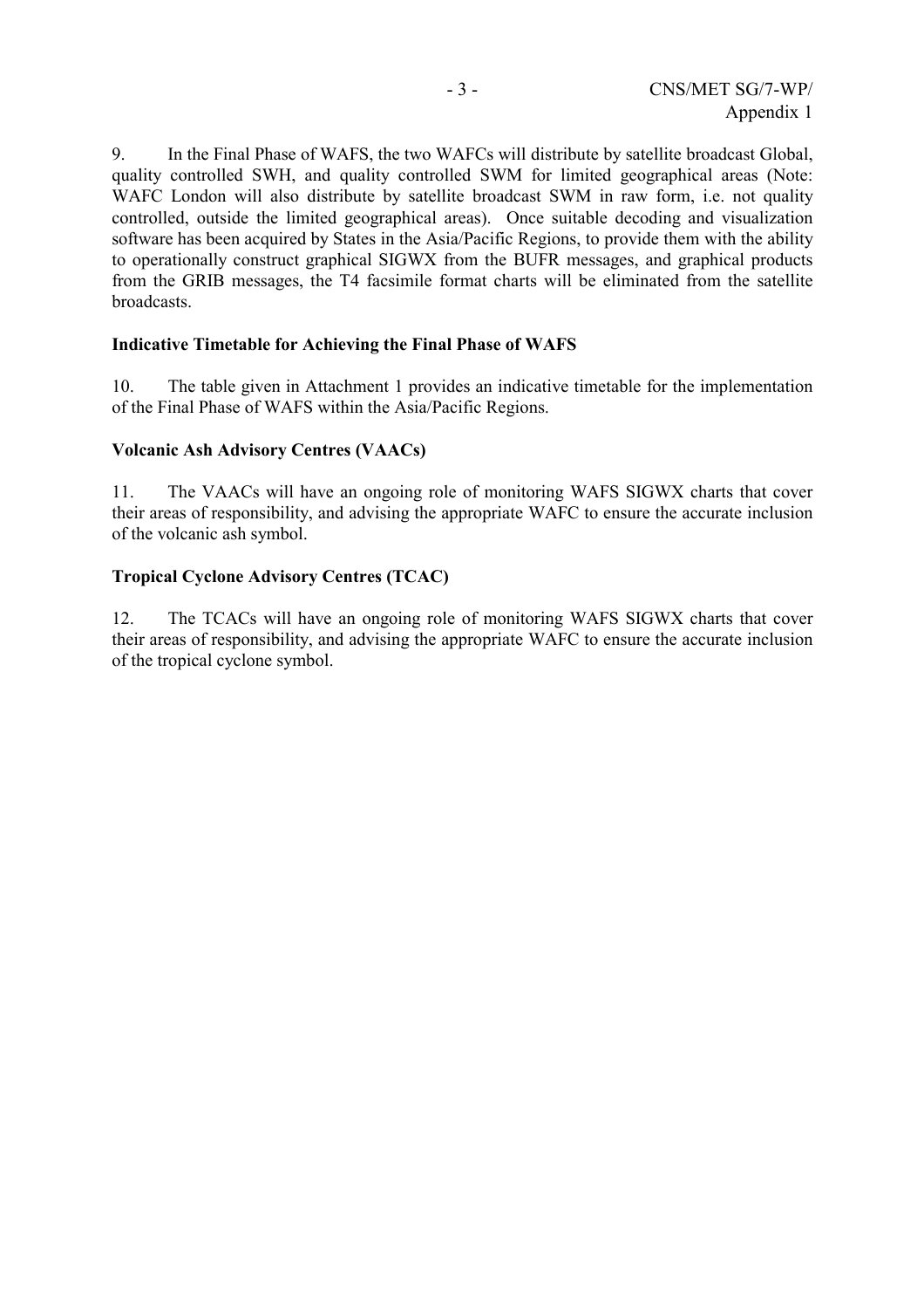9. In the Final Phase of WAFS, the two WAFCs will distribute by satellite broadcast Global, quality controlled SWH, and quality controlled SWM for limited geographical areas (Note: WAFC London will also distribute by satellite broadcast SWM in raw form, i.e. not quality controlled, outside the limited geographical areas). Once suitable decoding and visualization software has been acquired by States in the Asia/Pacific Regions, to provide them with the ability to operationally construct graphical SIGWX from the BUFR messages, and graphical products from the GRIB messages, the T4 facsimile format charts will be eliminated from the satellite broadcasts.

**Indicative Timetable for Achieving the Final Phase of WAFS**

10. The table given in Attachment 1 provides an indicative timetable for the implementation of the Final Phase of WAFS within the Asia/Pacific Regions.

**Volcanic Ash Advisory Centres (VAACs)**

11. The VAACs will have an ongoing role of monitoring WAFS SIGWX charts that cover their areas of responsibility, and advising the appropriate WAFC to ensure the accurate inclusion of the volcanic ash symbol.

**Tropical Cyclone Advisory Centres (TCAC)**

12. The TCACs will have an ongoing role of monitoring WAFS SIGWX charts that cover their areas of responsibility, and advising the appropriate WAFC to ensure the accurate inclusion of the tropical cyclone symbol.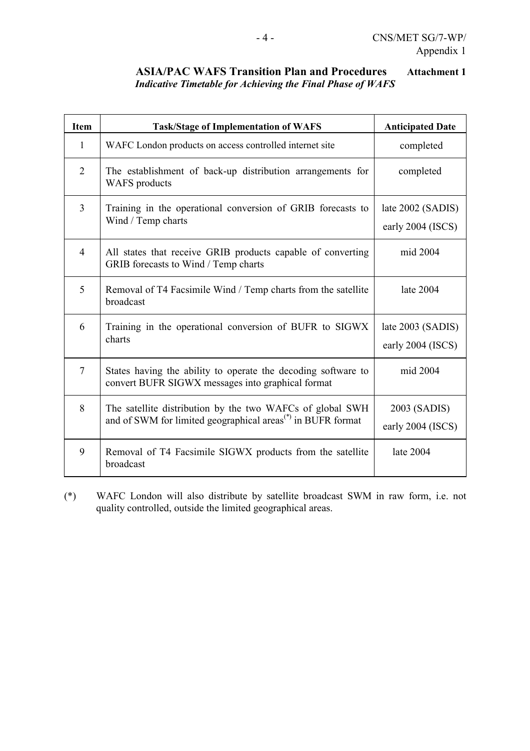**ASIA/PAC WAFS Transition Plan and Procedures** **Attachment 1**

***Indicative Timetable for Achieving the Final Phase of WAFS***

| Item | Task/Stage of Implementation of WAFS | Anticipated Date |
|---|---|---|
| 1 | WAFC London products on access controlled internet site | completed |
| 2 | The establishment of back-up distribution arrangements for WAFS products | completed |
| 3 | Training in the operational conversion of GRIB forecasts to Wind / Temp charts | late 2002 (SADIS) early 2004 (ISCS) |
| 4 | All states that receive GRIB products capable of converting GRIB forecasts to Wind / Temp charts | mid 2004 |
| 5 | Removal of T4 Facsimile Wind / Temp charts from the satellite broadcast | late 2004 |
| 6 | Training in the operational conversion of BUFR to SIGWX charts | late 2003 (SADIS) early 2004 (ISCS) |
| 7 | States having the ability to operate the decoding software to convert BUFR SIGWX messages into graphical format | mid 2004 |
| 8 | The satellite distribution by the two WAFCs of global SWH and of SWM for limited geographical areas(*) in BUFR format | 2003 (SADIS) early 2004 (ISCS) |
| 9 | Removal of T4 Facsimile SIGWX products from the satellite broadcast | late 2004 |

(*) WAFC London will also distribute by satellite broadcast SWM in raw form, i.e. not quality controlled, outside the limited geographical areas.